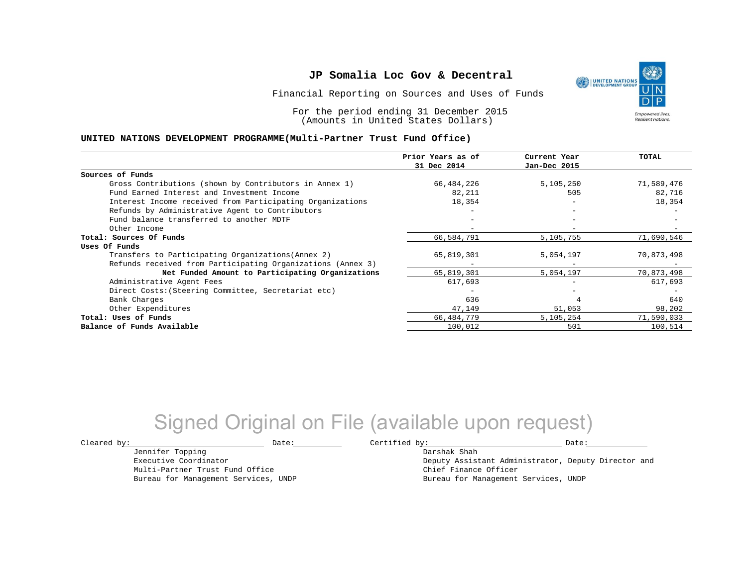# JP Somalia Loc Gov & Decentral

Financial Reporting on Sources and Uses of Funds

For the period ending 31 December 2015
(Amounts in United States Dollars)

**UNITED NATIONS DEVELOPMENT PROGRAMME(Multi-Partner Trust Fund Office)**

| | Prior Years as of 31 Dec 2014 | Current Year Jan-Dec 2015 | TOTAL |
|---|---|---|---|
| **Sources of Funds** | | | |
| Gross Contributions (shown by Contributors in Annex 1) | 66,484,226 | 5,105,250 | 71,589,476 |
| Fund Earned Interest and Investment Income | 82,211 | 505 | 82,716 |
| Interest Income received from Participating Organizations | 18,354 | - | 18,354 |
| Refunds by Administrative Agent to Contributors | - | - | - |
| Fund balance transferred to another MDTF | - | - | - |
| Other Income | - | - | - |
| **Total: Sources Of Funds** | 66,584,791 | 5,105,755 | 71,690,546 |
| **Uses Of Funds** | | | |
| Transfers to Participating Organizations(Annex 2) | 65,819,301 | 5,054,197 | 70,873,498 |
| Refunds received from Participating Organizations (Annex 3) | - | - | - |
| **Net Funded Amount to Participating Organizations** | 65,819,301 | 5,054,197 | 70,873,498 |
| Administrative Agent Fees | 617,693 | - | 617,693 |
| Direct Costs:(Steering Committee, Secretariat etc) | - | - | - |
| Bank Charges | 636 | 4 | 640 |
| Other Expenditures | 47,149 | 51,053 | 98,202 |
| **Total: Uses of Funds** | 66,484,779 | 5,105,254 | 71,590,033 |
| **Balance of Funds Available** | 100,012 | 501 | 100,514 |

Signed Original on File (available upon request)

Cleared by: ______________________ Date: __________

Jennifer Topping
Executive Coordinator
Multi-Partner Trust Fund Office
Bureau for Management Services, UNDP

Certified by: ______________________ Date: __________

Darshak Shah
Deputy Assistant Administrator, Deputy Director and Chief Finance Officer
Bureau for Management Services, UNDP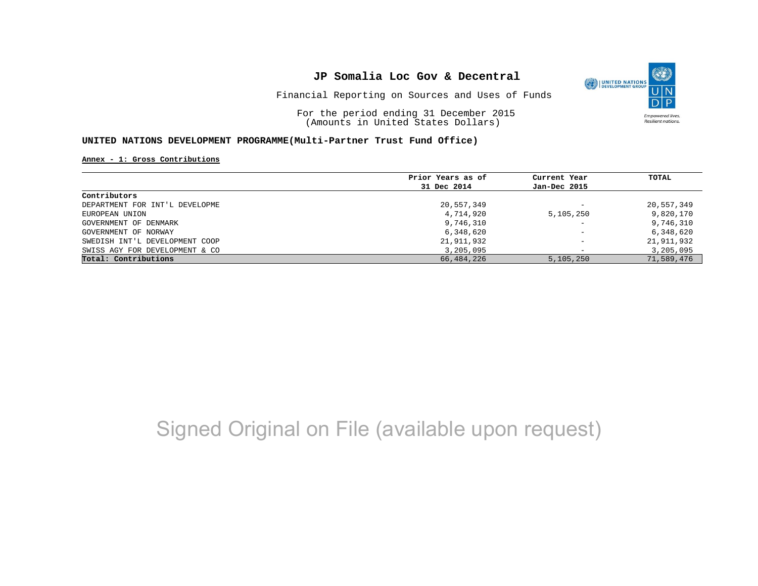# JP Somalia Loc Gov & Decentral

Financial Reporting on Sources and Uses of Funds

For the period ending 31 December 2015
(Amounts in United States Dollars)

**UNITED NATIONS DEVELOPMENT PROGRAMME(Multi-Partner Trust Fund Office)**

**Annex - 1: Gross Contributions**

| Contributors | Prior Years as of 31 Dec 2014 | Current Year Jan-Dec 2015 | TOTAL |
|---|---|---|---|
| DEPARTMENT FOR INT'L DEVELOPME | 20,557,349 | - | 20,557,349 |
| EUROPEAN UNION | 4,714,920 | 5,105,250 | 9,820,170 |
| GOVERNMENT OF DENMARK | 9,746,310 | - | 9,746,310 |
| GOVERNMENT OF NORWAY | 6,348,620 | - | 6,348,620 |
| SWEDISH INT'L DEVELOPMENT COOP | 21,911,932 | - | 21,911,932 |
| SWISS AGY FOR DEVELOPMENT & CO | 3,205,095 | - | 3,205,095 |
| **Total: Contributions** | 66,484,226 | 5,105,250 | 71,589,476 |

Signed Original on File (available upon request)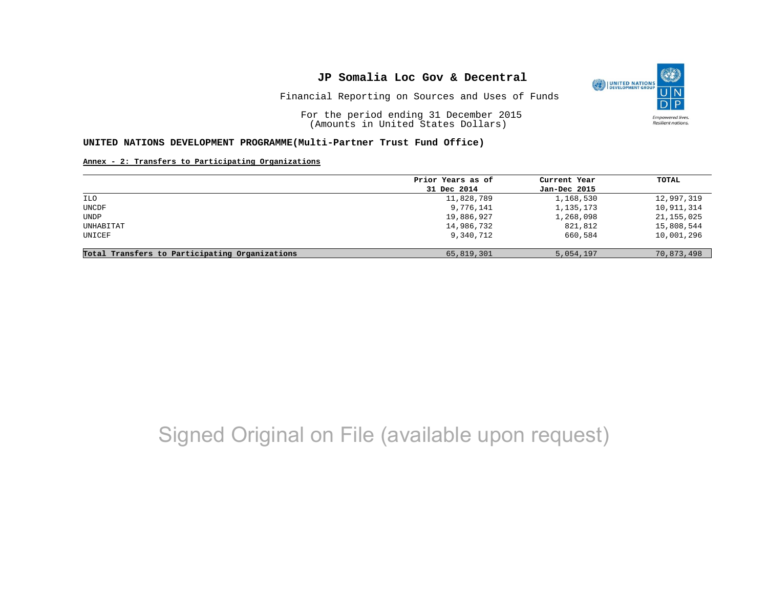# JP Somalia Loc Gov & Decentral

Financial Reporting on Sources and Uses of Funds

For the period ending 31 December 2015
(Amounts in United States Dollars)

**UNITED NATIONS DEVELOPMENT PROGRAMME(Multi-Partner Trust Fund Office)**

**Annex - 2: Transfers to Participating Organizations**

| | Prior Years as of 31 Dec 2014 | Current Year Jan-Dec 2015 | TOTAL |
|---|---|---|---|
| ILO | 11,828,789 | 1,168,530 | 12,997,319 |
| UNCDF | 9,776,141 | 1,135,173 | 10,911,314 |
| UNDP | 19,886,927 | 1,268,098 | 21,155,025 |
| UNHABITAT | 14,986,732 | 821,812 | 15,808,544 |
| UNICEF | 9,340,712 | 660,584 | 10,001,296 |
| **Total Transfers to Participating Organizations** | 65,819,301 | 5,054,197 | 70,873,498 |

Signed Original on File (available upon request)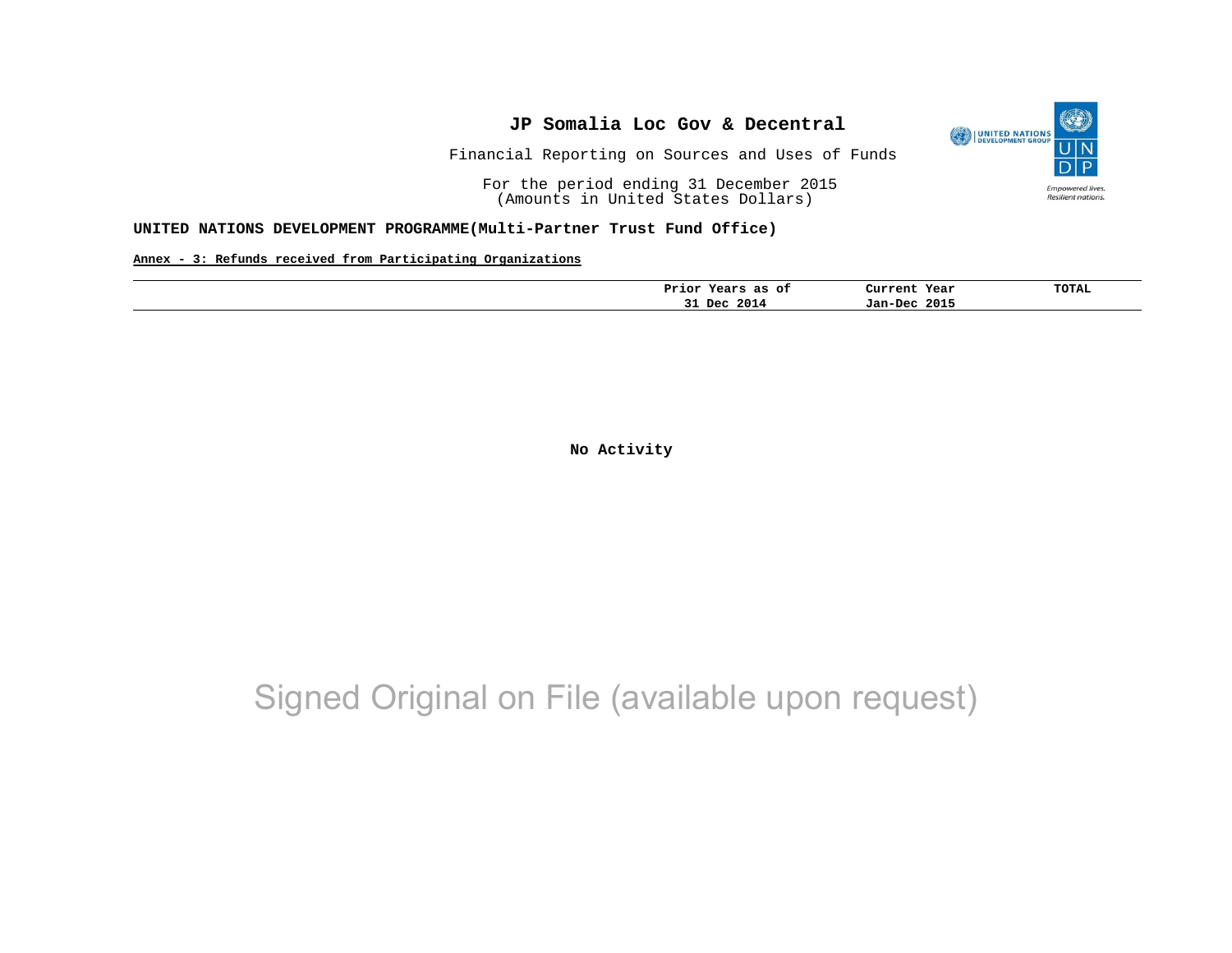# JP Somalia Loc Gov & Decentral

Financial Reporting on Sources and Uses of Funds

For the period ending 31 December 2015
(Amounts in United States Dollars)

**UNITED NATIONS DEVELOPMENT PROGRAMME(Multi-Partner Trust Fund Office)**

**Annex - 3: Refunds received from Participating Organizations**

| | Prior Years as of 31 Dec 2014 | Current Year Jan-Dec 2015 | TOTAL |
|---|---|---|---|

**No Activity**

Signed Original on File (available upon request)